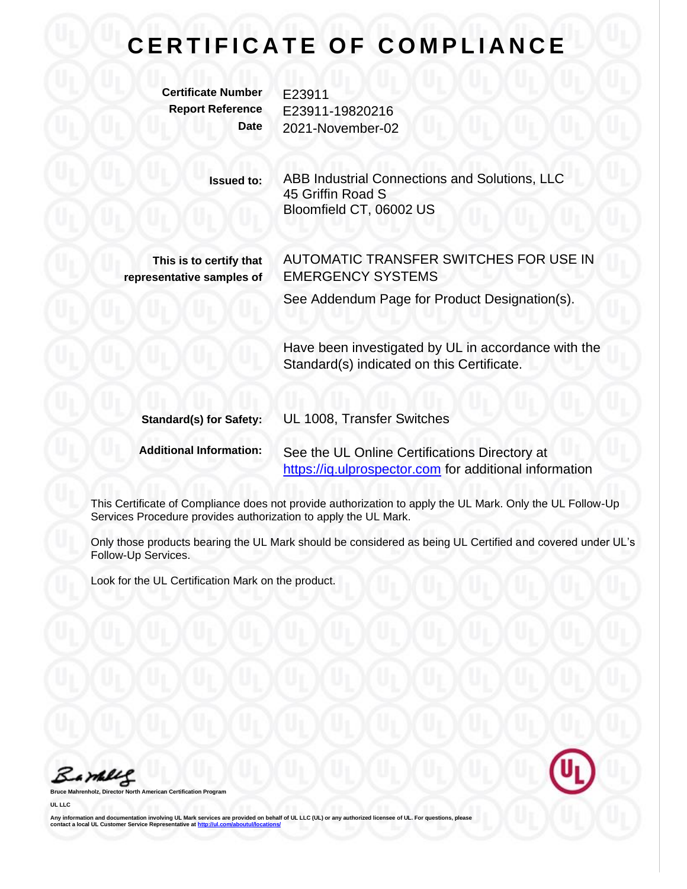# CERTIFICATE OF COMPLIANCE

**Certificate Number** E23911
**Report Reference** E23911-19820216
**Date** 2021-November-02

**Issued to:** ABB Industrial Connections and Solutions, LLC
45 Griffin Road S
Bloomfield CT, 06002 US

**This is to certify that representative samples of** AUTOMATIC TRANSFER SWITCHES FOR USE IN EMERGENCY SYSTEMS

See Addendum Page for Product Designation(s).

Have been investigated by UL in accordance with the Standard(s) indicated on this Certificate.

**Standard(s) for Safety:** UL 1008, Transfer Switches

**Additional Information:** See the UL Online Certifications Directory at [https://iq.ulprospector.com](https://iq.ulprospector.com) for additional information

This Certificate of Compliance does not provide authorization to apply the UL Mark. Only the UL Follow-Up Services Procedure provides authorization to apply the UL Mark.

Only those products bearing the UL Mark should be considered as being UL Certified and covered under UL's Follow-Up Services.

Look for the UL Certification Mark on the product.

**Bruce Mahrenholz, Director North American Certification Program**

**UL LLC**

**Any information and documentation involving UL Mark services are provided on behalf of UL LLC (UL) or any authorized licensee of UL. For questions, please contact a local UL Customer Service Representative at [http://ul.com/aboutul/locations/](http://ul.com/aboutul/locations/)**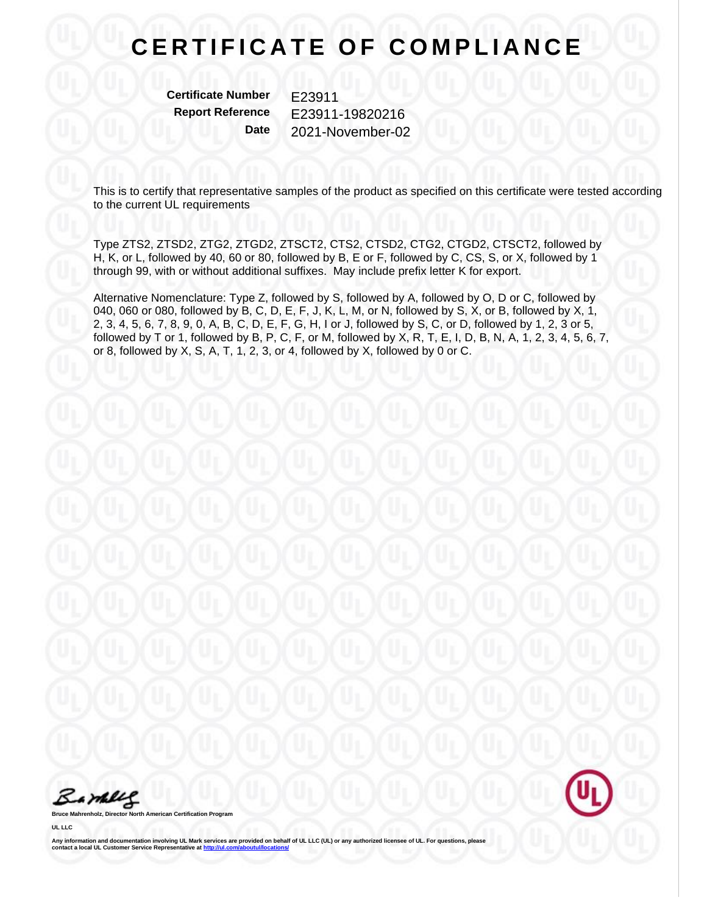# CERTIFICATE OF COMPLIANCE

**Certificate Number** E23911
**Report Reference** E23911-19820216
**Date** 2021-November-02

This is to certify that representative samples of the product as specified on this certificate were tested according to the current UL requirements

Type ZTS2, ZTSD2, ZTG2, ZTGD2, ZTSCT2, CTS2, CTSD2, CTG2, CTGD2, CTSCT2, followed by H, K, or L, followed by 40, 60 or 80, followed by B, E or F, followed by C, CS, S, or X, followed by 1 through 99, with or without additional suffixes. May include prefix letter K for export.

Alternative Nomenclature: Type Z, followed by S, followed by A, followed by O, D or C, followed by 040, 060 or 080, followed by B, C, D, E, F, J, K, L, M, or N, followed by S, X, or B, followed by X, 1, 2, 3, 4, 5, 6, 7, 8, 9, 0, A, B, C, D, E, F, G, H, I or J, followed by S, C, or D, followed by 1, 2, 3 or 5, followed by T or 1, followed by B, P, C, F, or M, followed by X, R, T, E, I, D, B, N, A, 1, 2, 3, 4, 5, 6, 7, or 8, followed by X, S, A, T, 1, 2, 3, or 4, followed by X, followed by 0 or C.

**Bruce Mahrenholz, Director North American Certification Program**

**UL LLC**

**Any information and documentation involving UL Mark services are provided on behalf of UL LLC (UL) or any authorized licensee of UL. For questions, please contact a local UL Customer Service Representative at http://ul.com/aboutul/locations/**